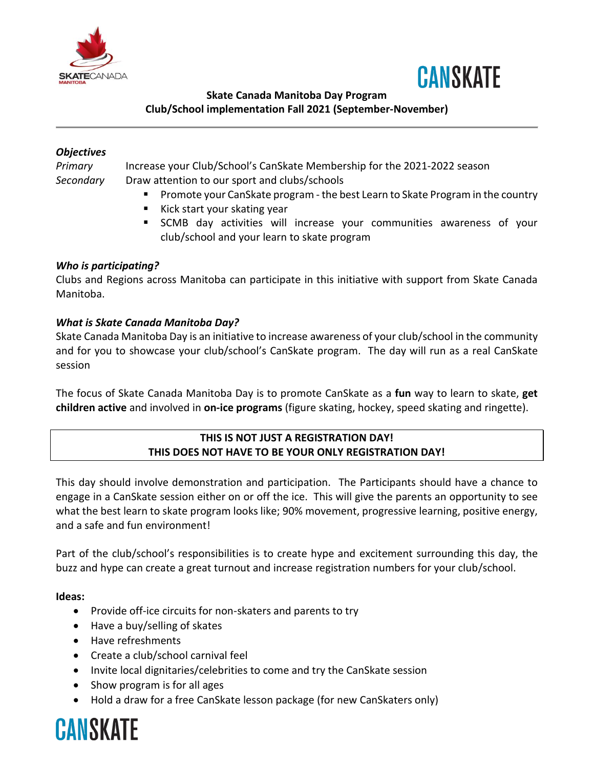# Skate Canada Manitoba Day Program

## Club/School implementation Fall 2021 (September-November)

***Objectives***

*Primary* Increase your Club/School's CanSkate Membership for the 2021-2022 season

*Secondary* Draw attention to our sport and clubs/schools

- Promote your CanSkate program - the best Learn to Skate Program in the country
- Kick start your skating year
- SCMB day activities will increase your communities awareness of your club/school and your learn to skate program

***Who is participating?***

Clubs and Regions across Manitoba can participate in this initiative with support from Skate Canada Manitoba.

***What is Skate Canada Manitoba Day?***

Skate Canada Manitoba Day is an initiative to increase awareness of your club/school in the community and for you to showcase your club/school's CanSkate program. The day will run as a real CanSkate session

The focus of Skate Canada Manitoba Day is to promote CanSkate as a **fun** way to learn to skate, **get children active** and involved in **on-ice programs** (figure skating, hockey, speed skating and ringette).

**THIS IS NOT JUST A REGISTRATION DAY!**
**THIS DOES NOT HAVE TO BE YOUR ONLY REGISTRATION DAY!**

This day should involve demonstration and participation. The Participants should have a chance to engage in a CanSkate session either on or off the ice. This will give the parents an opportunity to see what the best learn to skate program looks like; 90% movement, progressive learning, positive energy, and a safe and fun environment!

Part of the club/school's responsibilities is to create hype and excitement surrounding this day, the buzz and hype can create a great turnout and increase registration numbers for your club/school.

**Ideas:**

- Provide off-ice circuits for non-skaters and parents to try
- Have a buy/selling of skates
- Have refreshments
- Create a club/school carnival feel
- Invite local dignitaries/celebrities to come and try the CanSkate session
- Show program is for all ages
- Hold a draw for a free CanSkate lesson package (for new CanSkaters only)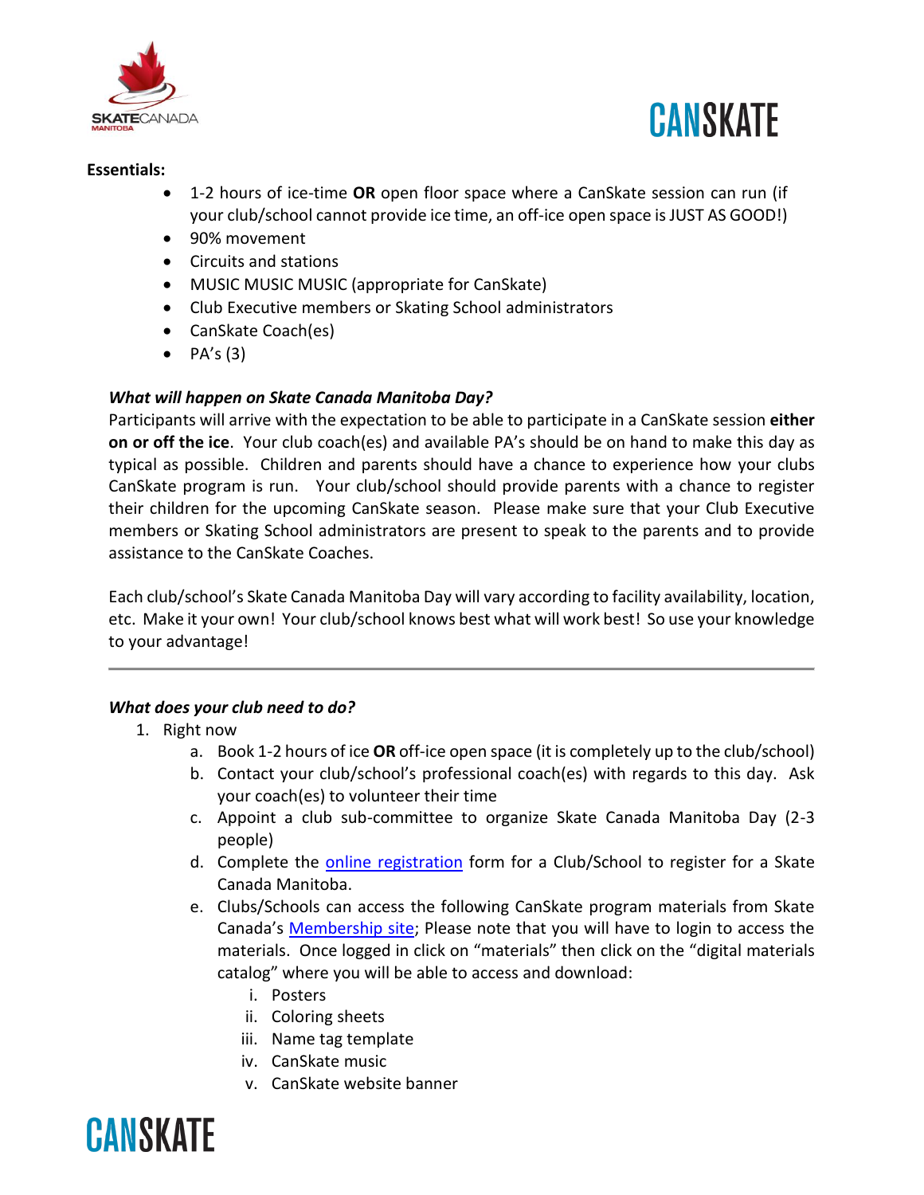**Essentials:**

- 1-2 hours of ice-time **OR** open floor space where a CanSkate session can run (if your club/school cannot provide ice time, an off-ice open space is JUST AS GOOD!)
- 90% movement
- Circuits and stations
- MUSIC MUSIC MUSIC (appropriate for CanSkate)
- Club Executive members or Skating School administrators
- CanSkate Coach(es)
- PA's (3)

***What will happen on Skate Canada Manitoba Day?***

Participants will arrive with the expectation to be able to participate in a CanSkate session **either on or off the ice**. Your club coach(es) and available PA's should be on hand to make this day as typical as possible. Children and parents should have a chance to experience how your clubs CanSkate program is run. Your club/school should provide parents with a chance to register their children for the upcoming CanSkate season. Please make sure that your Club Executive members or Skating School administrators are present to speak to the parents and to provide assistance to the CanSkate Coaches.

Each club/school's Skate Canada Manitoba Day will vary according to facility availability, location, etc. Make it your own! Your club/school knows best what will work best! So use your knowledge to your advantage!

---

***What does your club need to do?***

1. Right now
   a. Book 1-2 hours of ice **OR** off-ice open space (it is completely up to the club/school)
   b. Contact your club/school's professional coach(es) with regards to this day. Ask your coach(es) to volunteer their time
   c. Appoint a club sub-committee to organize Skate Canada Manitoba Day (2-3 people)
   d. Complete the online registration form for a Club/School to register for a Skate Canada Manitoba.
   e. Clubs/Schools can access the following CanSkate program materials from Skate Canada's Membership site; Please note that you will have to login to access the materials. Once logged in click on "materials" then click on the "digital materials catalog" where you will be able to access and download:
      i. Posters
      ii. Coloring sheets
      iii. Name tag template
      iv. CanSkate music
      v. CanSkate website banner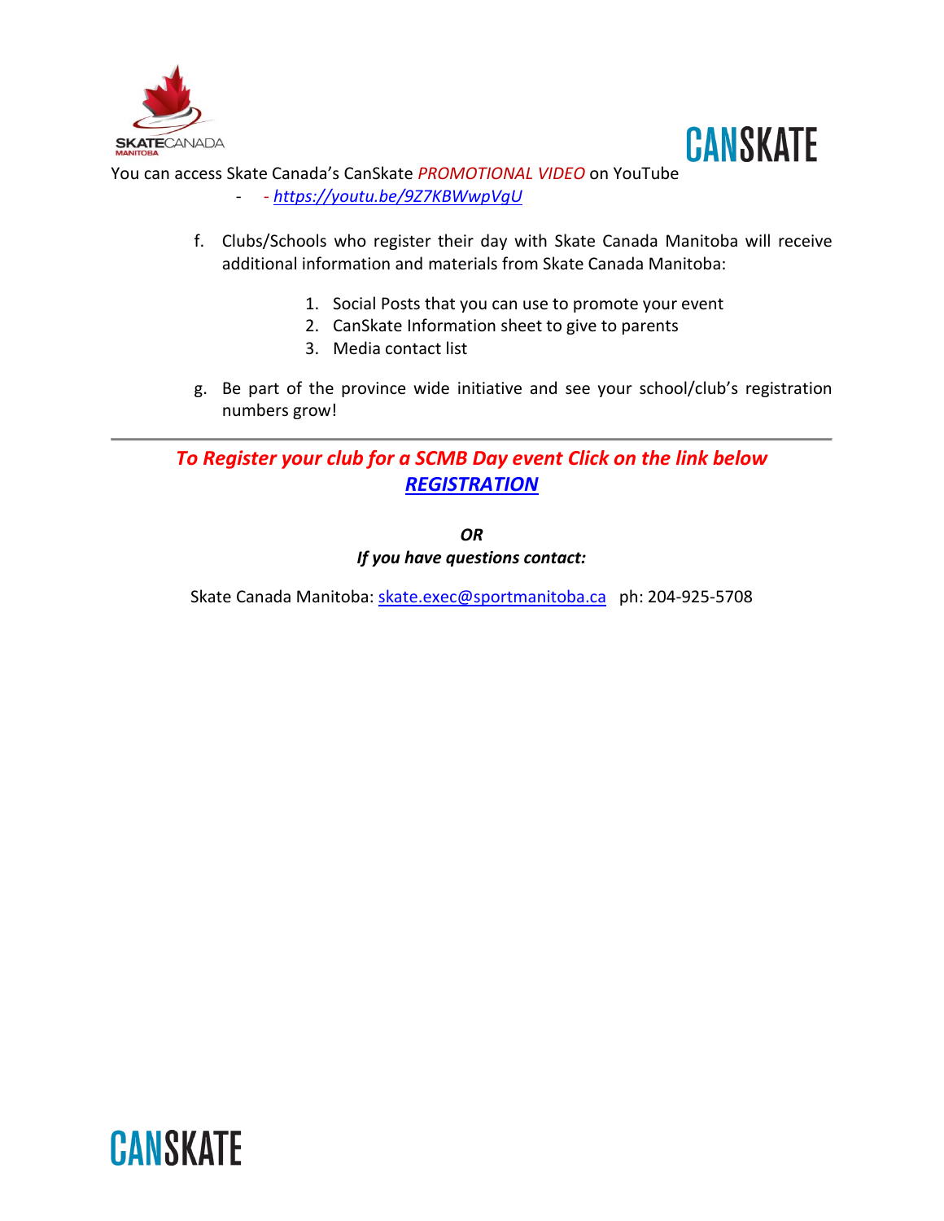You can access Skate Canada's CanSkate *PROMOTIONAL VIDEO* on YouTube

- *- https://youtu.be/9Z7KBWwpVgU*

f. Clubs/Schools who register their day with Skate Canada Manitoba will receive additional information and materials from Skate Canada Manitoba:

   1. Social Posts that you can use to promote your event
   2. CanSkate Information sheet to give to parents
   3. Media contact list

g. Be part of the province wide initiative and see your school/club's registration numbers grow!

---

***To Register your club for a SCMB Day event Click on the link below***

***REGISTRATION***

***OR***

***If you have questions contact:***

Skate Canada Manitoba: skate.exec@sportmanitoba.ca ph: 204-925-5708